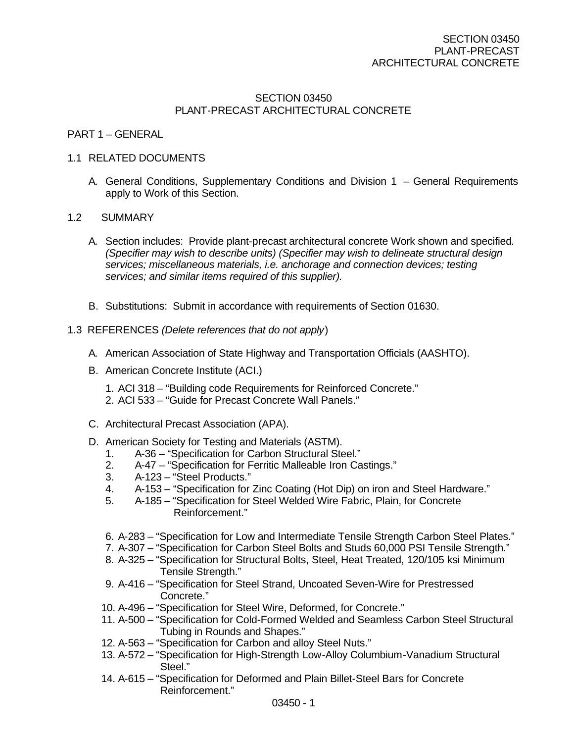# SECTION 03450
# PLANT-PRECAST ARCHITECTURAL CONCRETE

## PART 1 – GENERAL

### 1.1 RELATED DOCUMENTS

A. General Conditions, Supplementary Conditions and Division 1 – General Requirements apply to Work of this Section.

### 1.2 SUMMARY

A. Section includes: Provide plant-precast architectural concrete Work shown and specified. *(Specifier may wish to describe units) (Specifier may wish to delineate structural design services; miscellaneous materials, i.e. anchorage and connection devices; testing services; and similar items required of this supplier).*

B. Substitutions: Submit in accordance with requirements of Section 01630.

### 1.3 REFERENCES *(Delete references that do not apply)*

A. American Association of State Highway and Transportation Officials (AASHTO).

B. American Concrete Institute (ACI.)

1. ACI 318 – "Building code Requirements for Reinforced Concrete."
2. ACI 533 – "Guide for Precast Concrete Wall Panels."

C. Architectural Precast Association (APA).

D. American Society for Testing and Materials (ASTM).

1. A-36 – "Specification for Carbon Structural Steel."
2. A-47 – "Specification for Ferritic Malleable Iron Castings."
3. A-123 – "Steel Products."
4. A-153 – "Specification for Zinc Coating (Hot Dip) on iron and Steel Hardware."
5. A-185 – "Specification for Steel Welded Wire Fabric, Plain, for Concrete Reinforcement."
6. A-283 – "Specification for Low and Intermediate Tensile Strength Carbon Steel Plates."
7. A-307 – "Specification for Carbon Steel Bolts and Studs 60,000 PSI Tensile Strength."
8. A-325 – "Specification for Structural Bolts, Steel, Heat Treated, 120/105 ksi Minimum Tensile Strength."
9. A-416 – "Specification for Steel Strand, Uncoated Seven-Wire for Prestressed Concrete."
10. A-496 – "Specification for Steel Wire, Deformed, for Concrete."
11. A-500 – "Specification for Cold-Formed Welded and Seamless Carbon Steel Structural Tubing in Rounds and Shapes."
12. A-563 – "Specification for Carbon and alloy Steel Nuts."
13. A-572 – "Specification for High-Strength Low-Alloy Columbium-Vanadium Structural Steel."
14. A-615 – "Specification for Deformed and Plain Billet-Steel Bars for Concrete Reinforcement."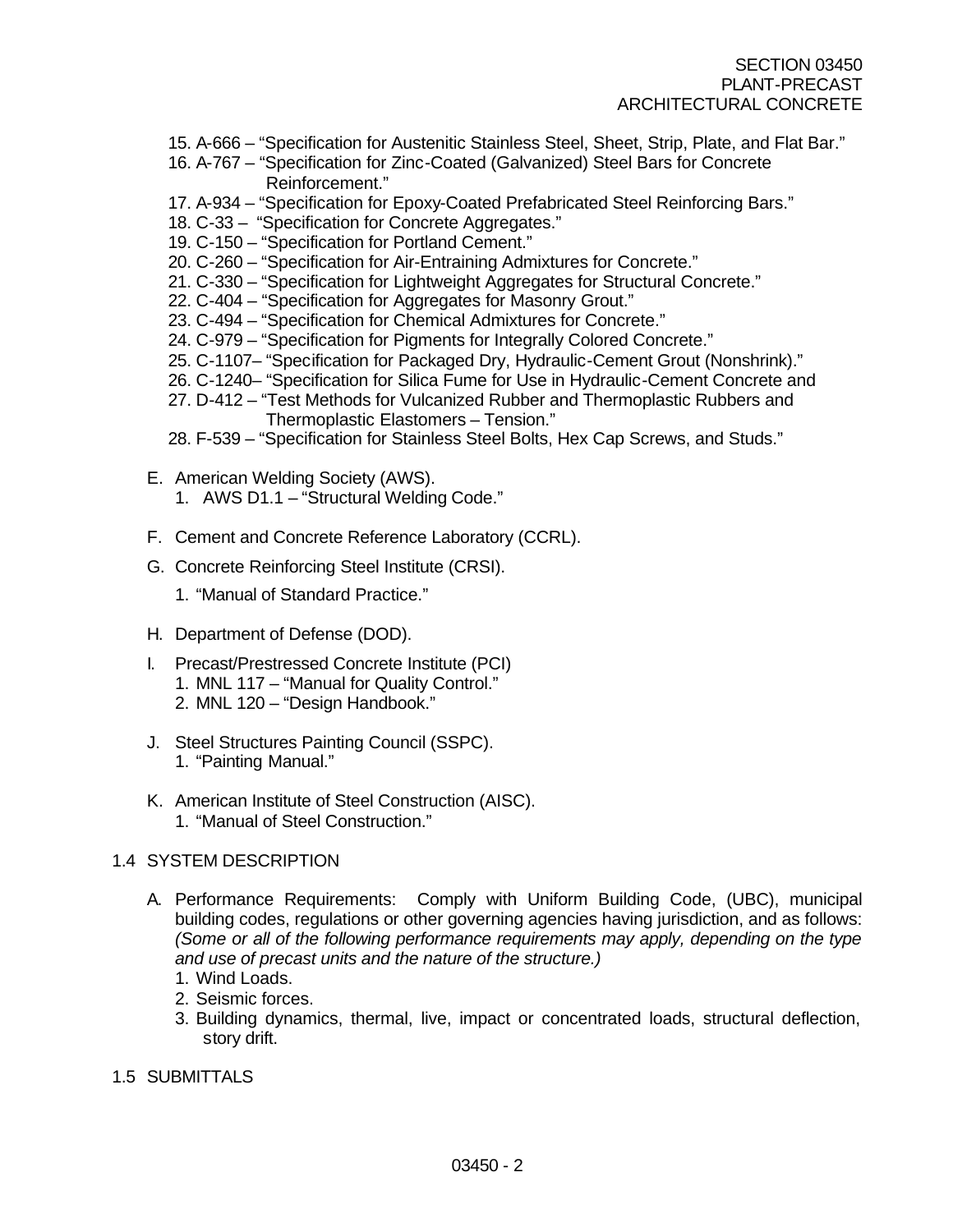15. A-666 – "Specification for Austenitic Stainless Steel, Sheet, Strip, Plate, and Flat Bar."
16. A-767 – "Specification for Zinc-Coated (Galvanized) Steel Bars for Concrete Reinforcement."
17. A-934 – "Specification for Epoxy-Coated Prefabricated Steel Reinforcing Bars."
18. C-33 – "Specification for Concrete Aggregates."
19. C-150 – "Specification for Portland Cement."
20. C-260 – "Specification for Air-Entraining Admixtures for Concrete."
21. C-330 – "Specification for Lightweight Aggregates for Structural Concrete."
22. C-404 – "Specification for Aggregates for Masonry Grout."
23. C-494 – "Specification for Chemical Admixtures for Concrete."
24. C-979 – "Specification for Pigments for Integrally Colored Concrete."
25. C-1107– "Specification for Packaged Dry, Hydraulic-Cement Grout (Nonshrink)."
26. C-1240– "Specification for Silica Fume for Use in Hydraulic-Cement Concrete and
27. D-412 – "Test Methods for Vulcanized Rubber and Thermoplastic Rubbers and Thermoplastic Elastomers – Tension."
28. F-539 – "Specification for Stainless Steel Bolts, Hex Cap Screws, and Studs."

E. American Welding Society (AWS).
   1. AWS D1.1 – "Structural Welding Code."

F. Cement and Concrete Reference Laboratory (CCRL).

G. Concrete Reinforcing Steel Institute (CRSI).
   1. "Manual of Standard Practice."

H. Department of Defense (DOD).

I. Precast/Prestressed Concrete Institute (PCI)
   1. MNL 117 – "Manual for Quality Control."
   2. MNL 120 – "Design Handbook."

J. Steel Structures Painting Council (SSPC).
   1. "Painting Manual."

K. American Institute of Steel Construction (AISC).
   1. "Manual of Steel Construction."

## 1.4 SYSTEM DESCRIPTION

A. Performance Requirements: Comply with Uniform Building Code, (UBC), municipal building codes, regulations or other governing agencies having jurisdiction, and as follows: *(Some or all of the following performance requirements may apply, depending on the type and use of precast units and the nature of the structure.)*
   1. Wind Loads.
   2. Seismic forces.
   3. Building dynamics, thermal, live, impact or concentrated loads, structural deflection, story drift.

## 1.5 SUBMITTALS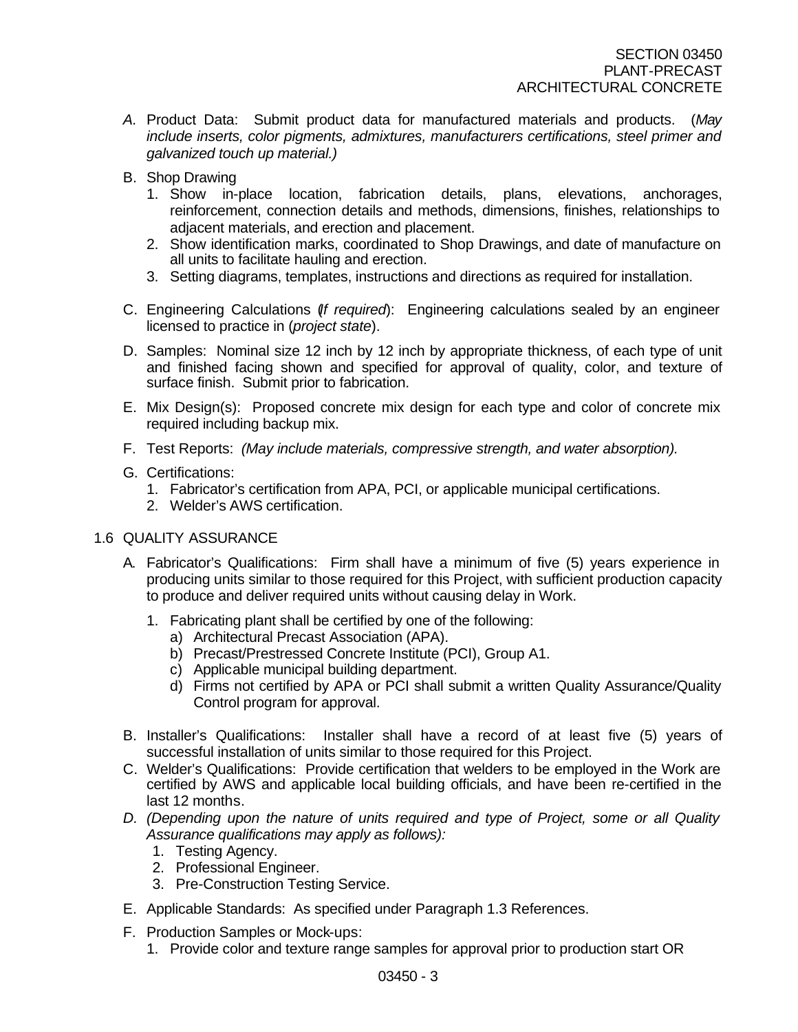A. Product Data: Submit product data for manufactured materials and products. (*May include inserts, color pigments, admixtures, manufacturers certifications, steel primer and galvanized touch up material.)*

B. Shop Drawing
   1. Show in-place location, fabrication details, plans, elevations, anchorages, reinforcement, connection details and methods, dimensions, finishes, relationships to adjacent materials, and erection and placement.
   2. Show identification marks, coordinated to Shop Drawings, and date of manufacture on all units to facilitate hauling and erection.
   3. Setting diagrams, templates, instructions and directions as required for installation.

C. Engineering Calculations (*If required*): Engineering calculations sealed by an engineer licensed to practice in (*project state*).

D. Samples: Nominal size 12 inch by 12 inch by appropriate thickness, of each type of unit and finished facing shown and specified for approval of quality, color, and texture of surface finish. Submit prior to fabrication.

E. Mix Design(s): Proposed concrete mix design for each type and color of concrete mix required including backup mix.

F. Test Reports: *(May include materials, compressive strength, and water absorption).*

G. Certifications:
   1. Fabricator's certification from APA, PCI, or applicable municipal certifications.
   2. Welder's AWS certification.

## 1.6 QUALITY ASSURANCE

A. Fabricator's Qualifications: Firm shall have a minimum of five (5) years experience in producing units similar to those required for this Project, with sufficient production capacity to produce and deliver required units without causing delay in Work.

   1. Fabricating plant shall be certified by one of the following:
      a) Architectural Precast Association (APA).
      b) Precast/Prestressed Concrete Institute (PCI), Group A1.
      c) Applicable municipal building department.
      d) Firms not certified by APA or PCI shall submit a written Quality Assurance/Quality Control program for approval.

B. Installer's Qualifications: Installer shall have a record of at least five (5) years of successful installation of units similar to those required for this Project.

C. Welder's Qualifications: Provide certification that welders to be employed in the Work are certified by AWS and applicable local building officials, and have been re-certified in the last 12 months.

*D. (Depending upon the nature of units required and type of Project, some or all Quality Assurance qualifications may apply as follows):*
   1. Testing Agency.
   2. Professional Engineer.
   3. Pre-Construction Testing Service.

E. Applicable Standards: As specified under Paragraph 1.3 References.

F. Production Samples or Mock-ups:
   1. Provide color and texture range samples for approval prior to production start OR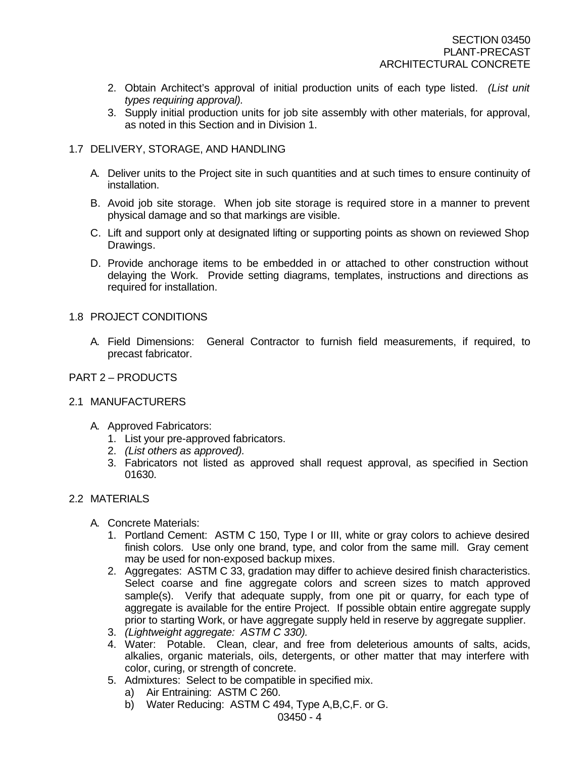2. Obtain Architect's approval of initial production units of each type listed. *(List unit types requiring approval).*
3. Supply initial production units for job site assembly with other materials, for approval, as noted in this Section and in Division 1.

## 1.7 DELIVERY, STORAGE, AND HANDLING

A. Deliver units to the Project site in such quantities and at such times to ensure continuity of installation.

B. Avoid job site storage. When job site storage is required store in a manner to prevent physical damage and so that markings are visible.

C. Lift and support only at designated lifting or supporting points as shown on reviewed Shop Drawings.

D. Provide anchorage items to be embedded in or attached to other construction without delaying the Work. Provide setting diagrams, templates, instructions and directions as required for installation.

## 1.8 PROJECT CONDITIONS

A. Field Dimensions: General Contractor to furnish field measurements, if required, to precast fabricator.

# PART 2 – PRODUCTS

## 2.1 MANUFACTURERS

A. Approved Fabricators:
   1. List your pre-approved fabricators.
   2. *(List others as approved).*
   3. Fabricators not listed as approved shall request approval, as specified in Section 01630.

## 2.2 MATERIALS

A. Concrete Materials:
   1. Portland Cement: ASTM C 150, Type I or III, white or gray colors to achieve desired finish colors. Use only one brand, type, and color from the same mill. Gray cement may be used for non-exposed backup mixes.
   2. Aggregates: ASTM C 33, gradation may differ to achieve desired finish characteristics. Select coarse and fine aggregate colors and screen sizes to match approved sample(s). Verify that adequate supply, from one pit or quarry, for each type of aggregate is available for the entire Project. If possible obtain entire aggregate supply prior to starting Work, or have aggregate supply held in reserve by aggregate supplier.
   3. *(Lightweight aggregate: ASTM C 330).*
   4. Water: Potable. Clean, clear, and free from deleterious amounts of salts, acids, alkalies, organic materials, oils, detergents, or other matter that may interfere with color, curing, or strength of concrete.
   5. Admixtures: Select to be compatible in specified mix.
      a) Air Entraining: ASTM C 260.
      b) Water Reducing: ASTM C 494, Type A,B,C,F. or G.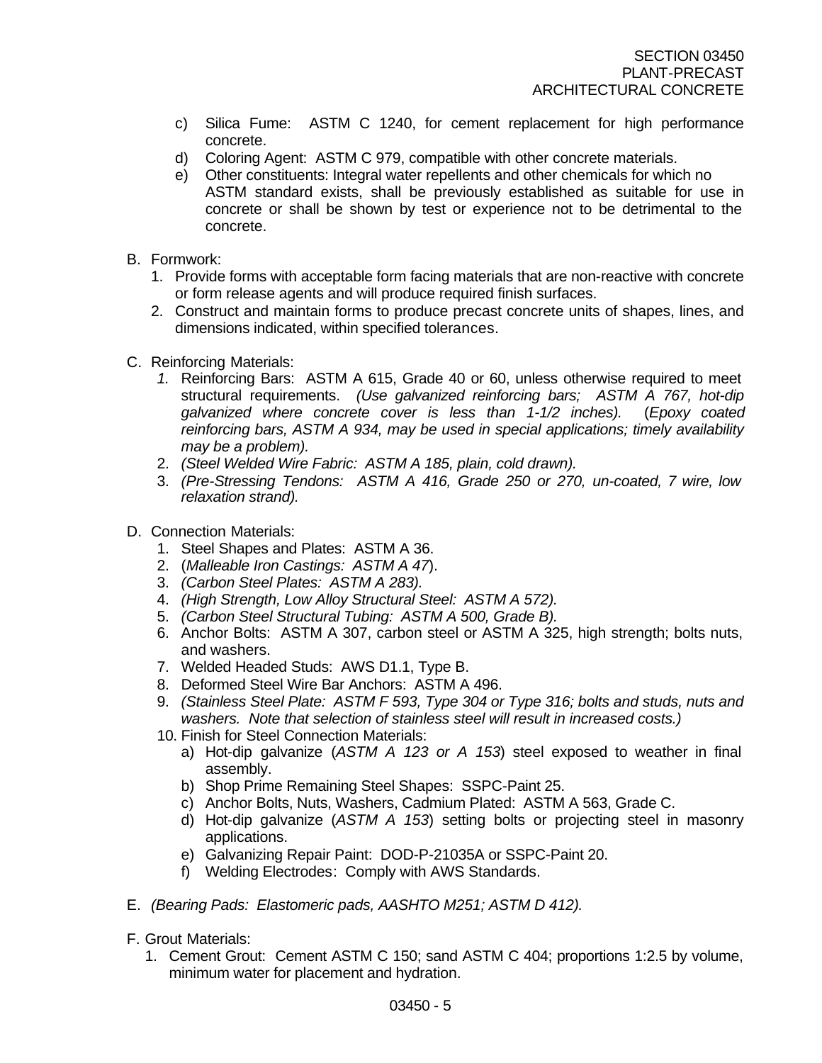c) Silica Fume: ASTM C 1240, for cement replacement for high performance concrete.
d) Coloring Agent: ASTM C 979, compatible with other concrete materials.
e) Other constituents: Integral water repellents and other chemicals for which no ASTM standard exists, shall be previously established as suitable for use in concrete or shall be shown by test or experience not to be detrimental to the concrete.

B. Formwork:
   1. Provide forms with acceptable form facing materials that are non-reactive with concrete or form release agents and will produce required finish surfaces.
   2. Construct and maintain forms to produce precast concrete units of shapes, lines, and dimensions indicated, within specified tolerances.

C. Reinforcing Materials:
   1. Reinforcing Bars: ASTM A 615, Grade 40 or 60, unless otherwise required to meet structural requirements. *(Use galvanized reinforcing bars; ASTM A 767, hot-dip galvanized where concrete cover is less than 1-1/2 inches).* (*Epoxy coated reinforcing bars, ASTM A 934, may be used in special applications; timely availability may be a problem).*
   2. *(Steel Welded Wire Fabric: ASTM A 185, plain, cold drawn).*
   3. *(Pre-Stressing Tendons: ASTM A 416, Grade 250 or 270, un-coated, 7 wire, low relaxation strand).*

D. Connection Materials:
   1. Steel Shapes and Plates: ASTM A 36.
   2. (*Malleable Iron Castings: ASTM A 47*).
   3. *(Carbon Steel Plates: ASTM A 283).*
   4. *(High Strength, Low Alloy Structural Steel: ASTM A 572).*
   5. *(Carbon Steel Structural Tubing: ASTM A 500, Grade B).*
   6. Anchor Bolts: ASTM A 307, carbon steel or ASTM A 325, high strength; bolts nuts, and washers.
   7. Welded Headed Studs: AWS D1.1, Type B.
   8. Deformed Steel Wire Bar Anchors: ASTM A 496.
   9. *(Stainless Steel Plate: ASTM F 593, Type 304 or Type 316; bolts and studs, nuts and washers. Note that selection of stainless steel will result in increased costs.)*
   10. Finish for Steel Connection Materials:
       a) Hot-dip galvanize (*ASTM A 123 or A 153*) steel exposed to weather in final assembly.
       b) Shop Prime Remaining Steel Shapes: SSPC-Paint 25.
       c) Anchor Bolts, Nuts, Washers, Cadmium Plated: ASTM A 563, Grade C.
       d) Hot-dip galvanize (*ASTM A 153*) setting bolts or projecting steel in masonry applications.
       e) Galvanizing Repair Paint: DOD-P-21035A or SSPC-Paint 20.
       f) Welding Electrodes: Comply with AWS Standards.

E. *(Bearing Pads: Elastomeric pads, AASHTO M251; ASTM D 412).*

F. Grout Materials:
   1. Cement Grout: Cement ASTM C 150; sand ASTM C 404; proportions 1:2.5 by volume, minimum water for placement and hydration.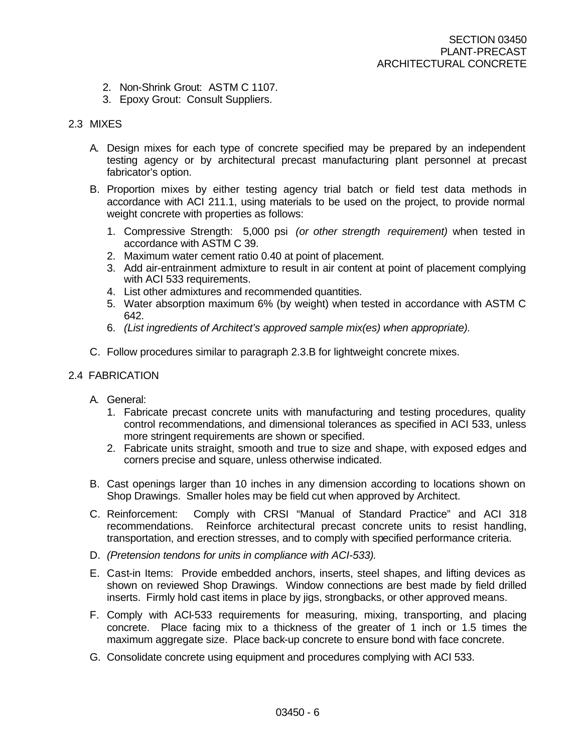2. Non-Shrink Grout: ASTM C 1107.
3. Epoxy Grout: Consult Suppliers.

## 2.3 MIXES

A. Design mixes for each type of concrete specified may be prepared by an independent testing agency or by architectural precast manufacturing plant personnel at precast fabricator's option.

B. Proportion mixes by either testing agency trial batch or field test data methods in accordance with ACI 211.1, using materials to be used on the project, to provide normal weight concrete with properties as follows:

1. Compressive Strength: 5,000 psi *(or other strength requirement)* when tested in accordance with ASTM C 39.
2. Maximum water cement ratio 0.40 at point of placement.
3. Add air-entrainment admixture to result in air content at point of placement complying with ACI 533 requirements.
4. List other admixtures and recommended quantities.
5. Water absorption maximum 6% (by weight) when tested in accordance with ASTM C 642.
6. *(List ingredients of Architect's approved sample mix(es) when appropriate).*

C. Follow procedures similar to paragraph 2.3.B for lightweight concrete mixes.

## 2.4 FABRICATION

A. General:

1. Fabricate precast concrete units with manufacturing and testing procedures, quality control recommendations, and dimensional tolerances as specified in ACI 533, unless more stringent requirements are shown or specified.
2. Fabricate units straight, smooth and true to size and shape, with exposed edges and corners precise and square, unless otherwise indicated.

B. Cast openings larger than 10 inches in any dimension according to locations shown on Shop Drawings. Smaller holes may be field cut when approved by Architect.

C. Reinforcement: Comply with CRSI "Manual of Standard Practice" and ACI 318 recommendations. Reinforce architectural precast concrete units to resist handling, transportation, and erection stresses, and to comply with specified performance criteria.

D. *(Pretension tendons for units in compliance with ACI-533).*

E. Cast-in Items: Provide embedded anchors, inserts, steel shapes, and lifting devices as shown on reviewed Shop Drawings. Window connections are best made by field drilled inserts. Firmly hold cast items in place by jigs, strongbacks, or other approved means.

F. Comply with ACI-533 requirements for measuring, mixing, transporting, and placing concrete. Place facing mix to a thickness of the greater of 1 inch or 1.5 times the maximum aggregate size. Place back-up concrete to ensure bond with face concrete.

G. Consolidate concrete using equipment and procedures complying with ACI 533.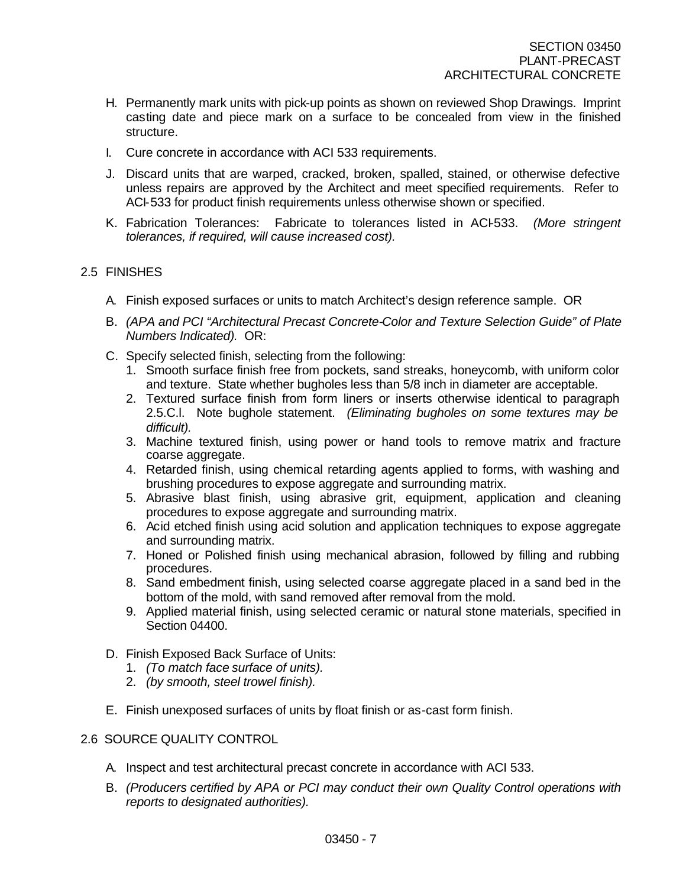H. Permanently mark units with pick-up points as shown on reviewed Shop Drawings. Imprint casting date and piece mark on a surface to be concealed from view in the finished structure.

I. Cure concrete in accordance with ACI 533 requirements.

J. Discard units that are warped, cracked, broken, spalled, stained, or otherwise defective unless repairs are approved by the Architect and meet specified requirements. Refer to ACI-533 for product finish requirements unless otherwise shown or specified.

K. Fabrication Tolerances: Fabricate to tolerances listed in ACI-533. *(More stringent tolerances, if required, will cause increased cost).*

## 2.5 FINISHES

A. Finish exposed surfaces or units to match Architect's design reference sample. OR

B. *(APA and PCI "Architectural Precast Concrete-Color and Texture Selection Guide" of Plate Numbers Indicated).* OR:

C. Specify selected finish, selecting from the following:
   1. Smooth surface finish free from pockets, sand streaks, honeycomb, with uniform color and texture. State whether bugholes less than 5/8 inch in diameter are acceptable.
   2. Textured surface finish from form liners or inserts otherwise identical to paragraph 2.5.C.l. Note bughole statement. *(Eliminating bugholes on some textures may be difficult).*
   3. Machine textured finish, using power or hand tools to remove matrix and fracture coarse aggregate.
   4. Retarded finish, using chemical retarding agents applied to forms, with washing and brushing procedures to expose aggregate and surrounding matrix.
   5. Abrasive blast finish, using abrasive grit, equipment, application and cleaning procedures to expose aggregate and surrounding matrix.
   6. Acid etched finish using acid solution and application techniques to expose aggregate and surrounding matrix.
   7. Honed or Polished finish using mechanical abrasion, followed by filling and rubbing procedures.
   8. Sand embedment finish, using selected coarse aggregate placed in a sand bed in the bottom of the mold, with sand removed after removal from the mold.
   9. Applied material finish, using selected ceramic or natural stone materials, specified in Section 04400.

D. Finish Exposed Back Surface of Units:
   1. *(To match face surface of units).*
   2. *(by smooth, steel trowel finish).*

E. Finish unexposed surfaces of units by float finish or as-cast form finish.

## 2.6 SOURCE QUALITY CONTROL

A. Inspect and test architectural precast concrete in accordance with ACI 533.

B. *(Producers certified by APA or PCI may conduct their own Quality Control operations with reports to designated authorities).*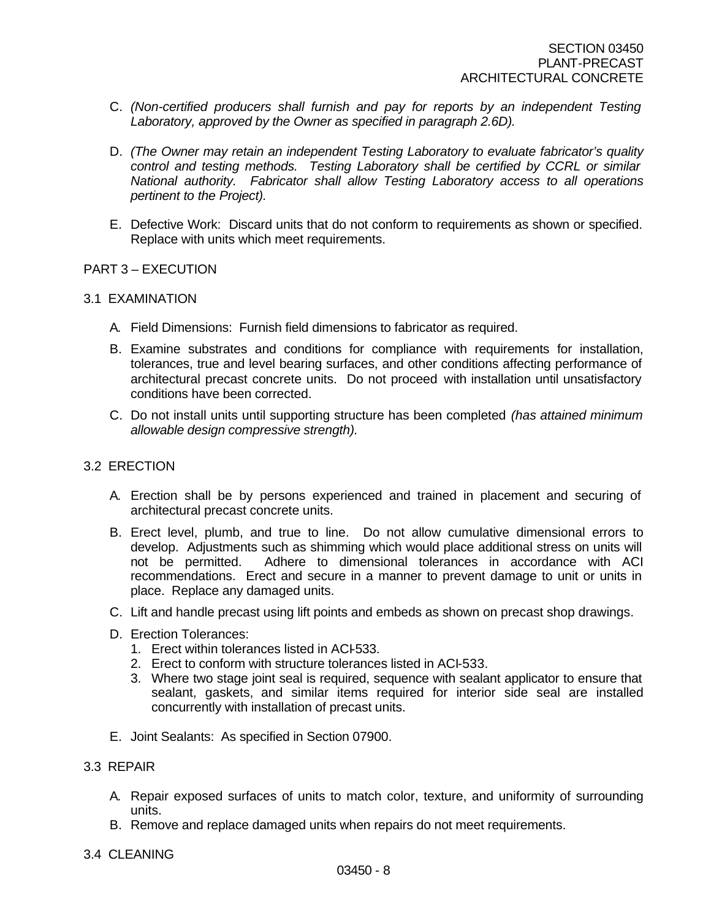C. *(Non-certified producers shall furnish and pay for reports by an independent Testing Laboratory, approved by the Owner as specified in paragraph 2.6D).*

D. *(The Owner may retain an independent Testing Laboratory to evaluate fabricator's quality control and testing methods. Testing Laboratory shall be certified by CCRL or similar National authority. Fabricator shall allow Testing Laboratory access to all operations pertinent to the Project).*

E. Defective Work: Discard units that do not conform to requirements as shown or specified. Replace with units which meet requirements.

## PART 3 – EXECUTION

### 3.1 EXAMINATION

A. Field Dimensions: Furnish field dimensions to fabricator as required.

B. Examine substrates and conditions for compliance with requirements for installation, tolerances, true and level bearing surfaces, and other conditions affecting performance of architectural precast concrete units. Do not proceed with installation until unsatisfactory conditions have been corrected.

C. Do not install units until supporting structure has been completed *(has attained minimum allowable design compressive strength).*

### 3.2 ERECTION

A. Erection shall be by persons experienced and trained in placement and securing of architectural precast concrete units.

B. Erect level, plumb, and true to line. Do not allow cumulative dimensional errors to develop. Adjustments such as shimming which would place additional stress on units will not be permitted. Adhere to dimensional tolerances in accordance with ACI recommendations. Erect and secure in a manner to prevent damage to unit or units in place. Replace any damaged units.

C. Lift and handle precast using lift points and embeds as shown on precast shop drawings.

D. Erection Tolerances:
   1. Erect within tolerances listed in ACI-533.
   2. Erect to conform with structure tolerances listed in ACI-533.
   3. Where two stage joint seal is required, sequence with sealant applicator to ensure that sealant, gaskets, and similar items required for interior side seal are installed concurrently with installation of precast units.

E. Joint Sealants: As specified in Section 07900.

### 3.3 REPAIR

A. Repair exposed surfaces of units to match color, texture, and uniformity of surrounding units.

B. Remove and replace damaged units when repairs do not meet requirements.

### 3.4 CLEANING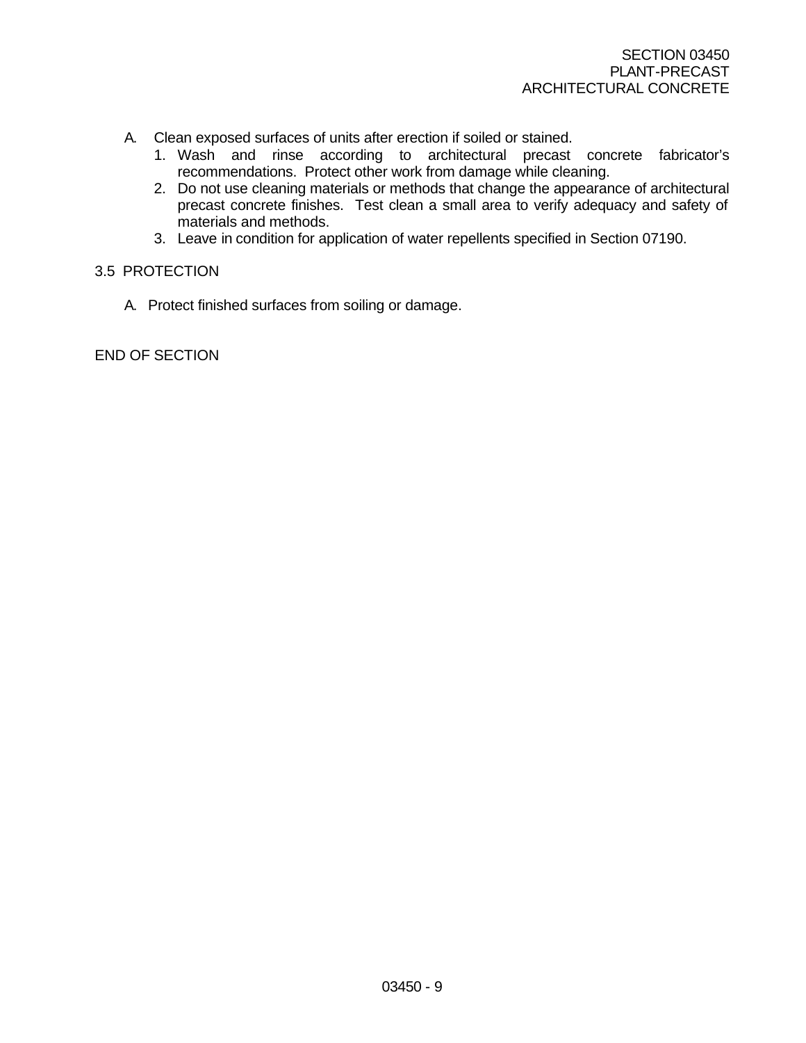A. Clean exposed surfaces of units after erection if soiled or stained.
   1. Wash and rinse according to architectural precast concrete fabricator's recommendations. Protect other work from damage while cleaning.
   2. Do not use cleaning materials or methods that change the appearance of architectural precast concrete finishes. Test clean a small area to verify adequacy and safety of materials and methods.
   3. Leave in condition for application of water repellents specified in Section 07190.

## 3.5 PROTECTION

A. Protect finished surfaces from soiling or damage.

END OF SECTION